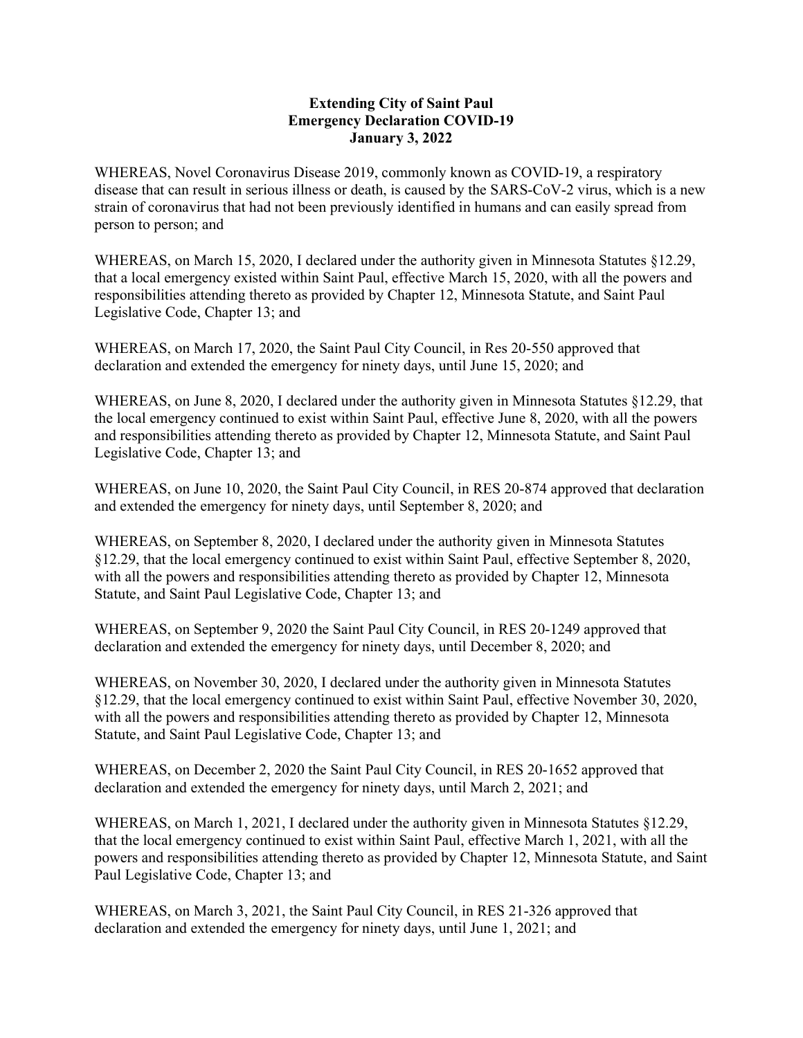**Extending City of Saint Paul**
**Emergency Declaration COVID-19**
**January 3, 2022**

WHEREAS, Novel Coronavirus Disease 2019, commonly known as COVID-19, a respiratory disease that can result in serious illness or death, is caused by the SARS-CoV-2 virus, which is a new strain of coronavirus that had not been previously identified in humans and can easily spread from person to person; and

WHEREAS, on March 15, 2020, I declared under the authority given in Minnesota Statutes §12.29, that a local emergency existed within Saint Paul, effective March 15, 2020, with all the powers and responsibilities attending thereto as provided by Chapter 12, Minnesota Statute, and Saint Paul Legislative Code, Chapter 13; and

WHEREAS, on March 17, 2020, the Saint Paul City Council, in Res 20-550 approved that declaration and extended the emergency for ninety days, until June 15, 2020; and

WHEREAS, on June 8, 2020, I declared under the authority given in Minnesota Statutes §12.29, that the local emergency continued to exist within Saint Paul, effective June 8, 2020, with all the powers and responsibilities attending thereto as provided by Chapter 12, Minnesota Statute, and Saint Paul Legislative Code, Chapter 13; and

WHEREAS, on June 10, 2020, the Saint Paul City Council, in RES 20-874 approved that declaration and extended the emergency for ninety days, until September 8, 2020; and

WHEREAS, on September 8, 2020, I declared under the authority given in Minnesota Statutes §12.29, that the local emergency continued to exist within Saint Paul, effective September 8, 2020, with all the powers and responsibilities attending thereto as provided by Chapter 12, Minnesota Statute, and Saint Paul Legislative Code, Chapter 13; and

WHEREAS, on September 9, 2020 the Saint Paul City Council, in RES 20-1249 approved that declaration and extended the emergency for ninety days, until December 8, 2020; and

WHEREAS, on November 30, 2020, I declared under the authority given in Minnesota Statutes §12.29, that the local emergency continued to exist within Saint Paul, effective November 30, 2020, with all the powers and responsibilities attending thereto as provided by Chapter 12, Minnesota Statute, and Saint Paul Legislative Code, Chapter 13; and

WHEREAS, on December 2, 2020 the Saint Paul City Council, in RES 20-1652 approved that declaration and extended the emergency for ninety days, until March 2, 2021; and

WHEREAS, on March 1, 2021, I declared under the authority given in Minnesota Statutes §12.29, that the local emergency continued to exist within Saint Paul, effective March 1, 2021, with all the powers and responsibilities attending thereto as provided by Chapter 12, Minnesota Statute, and Saint Paul Legislative Code, Chapter 13; and

WHEREAS, on March 3, 2021, the Saint Paul City Council, in RES 21-326 approved that declaration and extended the emergency for ninety days, until June 1, 2021; and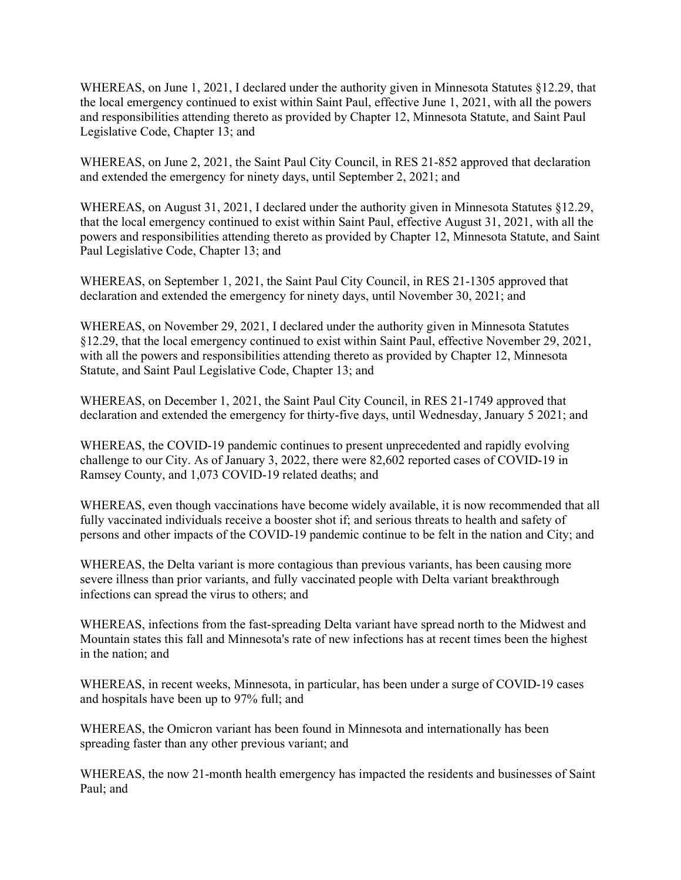WHEREAS, on June 1, 2021, I declared under the authority given in Minnesota Statutes §12.29, that the local emergency continued to exist within Saint Paul, effective June 1, 2021, with all the powers and responsibilities attending thereto as provided by Chapter 12, Minnesota Statute, and Saint Paul Legislative Code, Chapter 13; and

WHEREAS, on June 2, 2021, the Saint Paul City Council, in RES 21-852 approved that declaration and extended the emergency for ninety days, until September 2, 2021; and

WHEREAS, on August 31, 2021, I declared under the authority given in Minnesota Statutes §12.29, that the local emergency continued to exist within Saint Paul, effective August 31, 2021, with all the powers and responsibilities attending thereto as provided by Chapter 12, Minnesota Statute, and Saint Paul Legislative Code, Chapter 13; and

WHEREAS, on September 1, 2021, the Saint Paul City Council, in RES 21-1305 approved that declaration and extended the emergency for ninety days, until November 30, 2021; and

WHEREAS, on November 29, 2021, I declared under the authority given in Minnesota Statutes §12.29, that the local emergency continued to exist within Saint Paul, effective November 29, 2021, with all the powers and responsibilities attending thereto as provided by Chapter 12, Minnesota Statute, and Saint Paul Legislative Code, Chapter 13; and

WHEREAS, on December 1, 2021, the Saint Paul City Council, in RES 21-1749 approved that declaration and extended the emergency for thirty-five days, until Wednesday, January 5 2021; and

WHEREAS, the COVID-19 pandemic continues to present unprecedented and rapidly evolving challenge to our City. As of January 3, 2022, there were 82,602 reported cases of COVID-19 in Ramsey County, and 1,073 COVID-19 related deaths; and

WHEREAS, even though vaccinations have become widely available, it is now recommended that all fully vaccinated individuals receive a booster shot if; and serious threats to health and safety of persons and other impacts of the COVID-19 pandemic continue to be felt in the nation and City; and

WHEREAS, the Delta variant is more contagious than previous variants, has been causing more severe illness than prior variants, and fully vaccinated people with Delta variant breakthrough infections can spread the virus to others; and

WHEREAS, infections from the fast-spreading Delta variant have spread north to the Midwest and Mountain states this fall and Minnesota's rate of new infections has at recent times been the highest in the nation; and

WHEREAS, in recent weeks, Minnesota, in particular, has been under a surge of COVID-19 cases and hospitals have been up to 97% full; and

WHEREAS, the Omicron variant has been found in Minnesota and internationally has been spreading faster than any other previous variant; and

WHEREAS, the now 21-month health emergency has impacted the residents and businesses of Saint Paul; and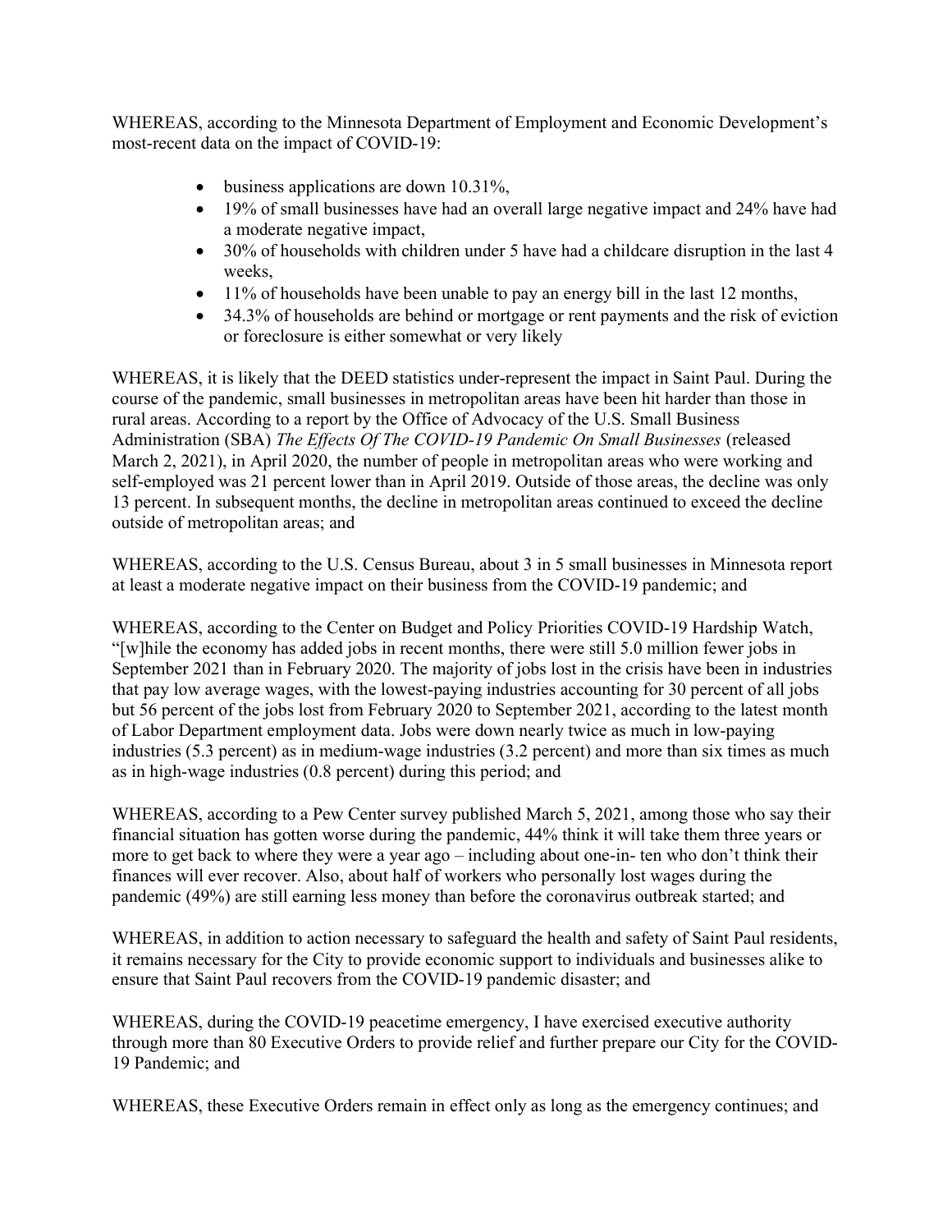WHEREAS, according to the Minnesota Department of Employment and Economic Development's most-recent data on the impact of COVID-19:

- business applications are down 10.31%,
- 19% of small businesses have had an overall large negative impact and 24% have had a moderate negative impact,
- 30% of households with children under 5 have had a childcare disruption in the last 4 weeks,
- 11% of households have been unable to pay an energy bill in the last 12 months,
- 34.3% of households are behind or mortgage or rent payments and the risk of eviction or foreclosure is either somewhat or very likely

WHEREAS, it is likely that the DEED statistics under-represent the impact in Saint Paul. During the course of the pandemic, small businesses in metropolitan areas have been hit harder than those in rural areas. According to a report by the Office of Advocacy of the U.S. Small Business Administration (SBA) *The Effects Of The COVID-19 Pandemic On Small Businesses* (released March 2, 2021), in April 2020, the number of people in metropolitan areas who were working and self-employed was 21 percent lower than in April 2019. Outside of those areas, the decline was only 13 percent. In subsequent months, the decline in metropolitan areas continued to exceed the decline outside of metropolitan areas; and

WHEREAS, according to the U.S. Census Bureau, about 3 in 5 small businesses in Minnesota report at least a moderate negative impact on their business from the COVID-19 pandemic; and

WHEREAS, according to the Center on Budget and Policy Priorities COVID-19 Hardship Watch, "[w]hile the economy has added jobs in recent months, there were still 5.0 million fewer jobs in September 2021 than in February 2020. The majority of jobs lost in the crisis have been in industries that pay low average wages, with the lowest-paying industries accounting for 30 percent of all jobs but 56 percent of the jobs lost from February 2020 to September 2021, according to the latest month of Labor Department employment data. Jobs were down nearly twice as much in low-paying industries (5.3 percent) as in medium-wage industries (3.2 percent) and more than six times as much as in high-wage industries (0.8 percent) during this period; and

WHEREAS, according to a Pew Center survey published March 5, 2021, among those who say their financial situation has gotten worse during the pandemic, 44% think it will take them three years or more to get back to where they were a year ago – including about one-in- ten who don't think their finances will ever recover. Also, about half of workers who personally lost wages during the pandemic (49%) are still earning less money than before the coronavirus outbreak started; and

WHEREAS, in addition to action necessary to safeguard the health and safety of Saint Paul residents, it remains necessary for the City to provide economic support to individuals and businesses alike to ensure that Saint Paul recovers from the COVID-19 pandemic disaster; and

WHEREAS, during the COVID-19 peacetime emergency, I have exercised executive authority through more than 80 Executive Orders to provide relief and further prepare our City for the COVID-19 Pandemic; and

WHEREAS, these Executive Orders remain in effect only as long as the emergency continues; and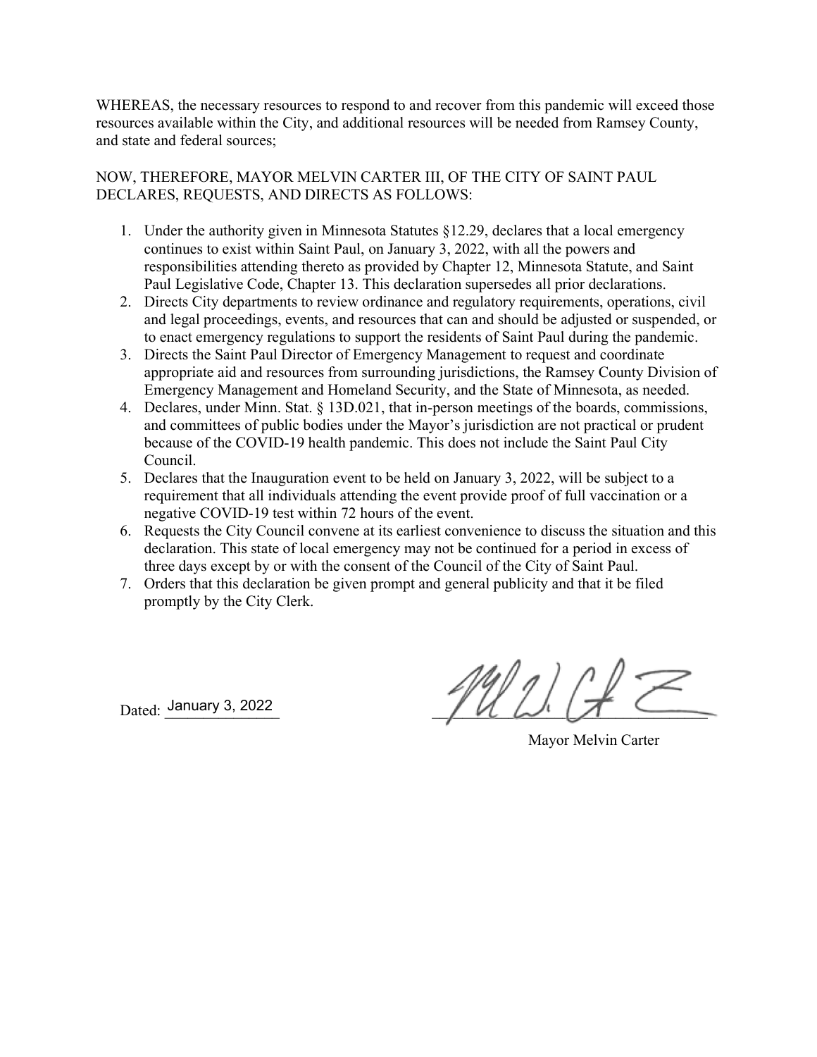WHEREAS, the necessary resources to respond to and recover from this pandemic will exceed those resources available within the City, and additional resources will be needed from Ramsey County, and state and federal sources;

NOW, THEREFORE, MAYOR MELVIN CARTER III, OF THE CITY OF SAINT PAUL DECLARES, REQUESTS, AND DIRECTS AS FOLLOWS:

1. Under the authority given in Minnesota Statutes §12.29, declares that a local emergency continues to exist within Saint Paul, on January 3, 2022, with all the powers and responsibilities attending thereto as provided by Chapter 12, Minnesota Statute, and Saint Paul Legislative Code, Chapter 13. This declaration supersedes all prior declarations.
2. Directs City departments to review ordinance and regulatory requirements, operations, civil and legal proceedings, events, and resources that can and should be adjusted or suspended, or to enact emergency regulations to support the residents of Saint Paul during the pandemic.
3. Directs the Saint Paul Director of Emergency Management to request and coordinate appropriate aid and resources from surrounding jurisdictions, the Ramsey County Division of Emergency Management and Homeland Security, and the State of Minnesota, as needed.
4. Declares, under Minn. Stat. § 13D.021, that in-person meetings of the boards, commissions, and committees of public bodies under the Mayor's jurisdiction are not practical or prudent because of the COVID-19 health pandemic. This does not include the Saint Paul City Council.
5. Declares that the Inauguration event to be held on January 3, 2022, will be subject to a requirement that all individuals attending the event provide proof of full vaccination or a negative COVID-19 test within 72 hours of the event.
6. Requests the City Council convene at its earliest convenience to discuss the situation and this declaration. This state of local emergency may not be continued for a period in excess of three days except by or with the consent of the Council of the City of Saint Paul.
7. Orders that this declaration be given prompt and general publicity and that it be filed promptly by the City Clerk.

Dated: January 3, 2022

Mayor Melvin Carter